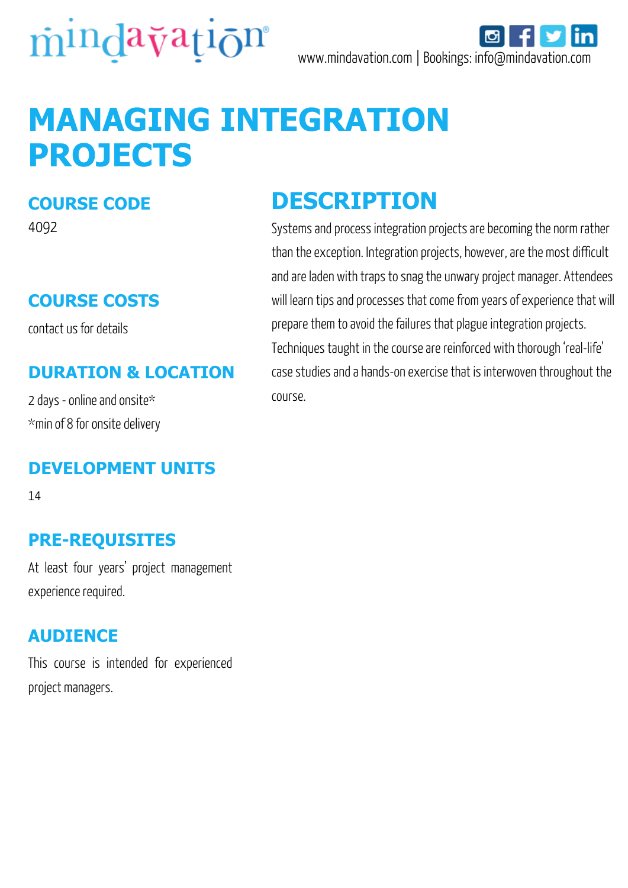mindavation

www.mindavation.com | Bookings: info@mindavation.com

# MANAGING INTEGRATION PROJECTS

## COURSE CODE

4092

## COURSE COSTS

contact us for details

## DURATION & LOCATION

2 days - online and onsite*

*min of 8 for onsite delivery

## DEVELOPMENT UNITS

14

## PRE-REQUISITES

At least four years' project management experience required.

## AUDIENCE

This course is intended for experienced project managers.

## DESCRIPTION

Systems and process integration projects are becoming the norm rather than the exception. Integration projects, however, are the most difficult and are laden with traps to snag the unwary project manager. Attendees will learn tips and processes that come from years of experience that will prepare them to avoid the failures that plague integration projects. Techniques taught in the course are reinforced with thorough 'real-life' case studies and a hands-on exercise that is interwoven throughout the course.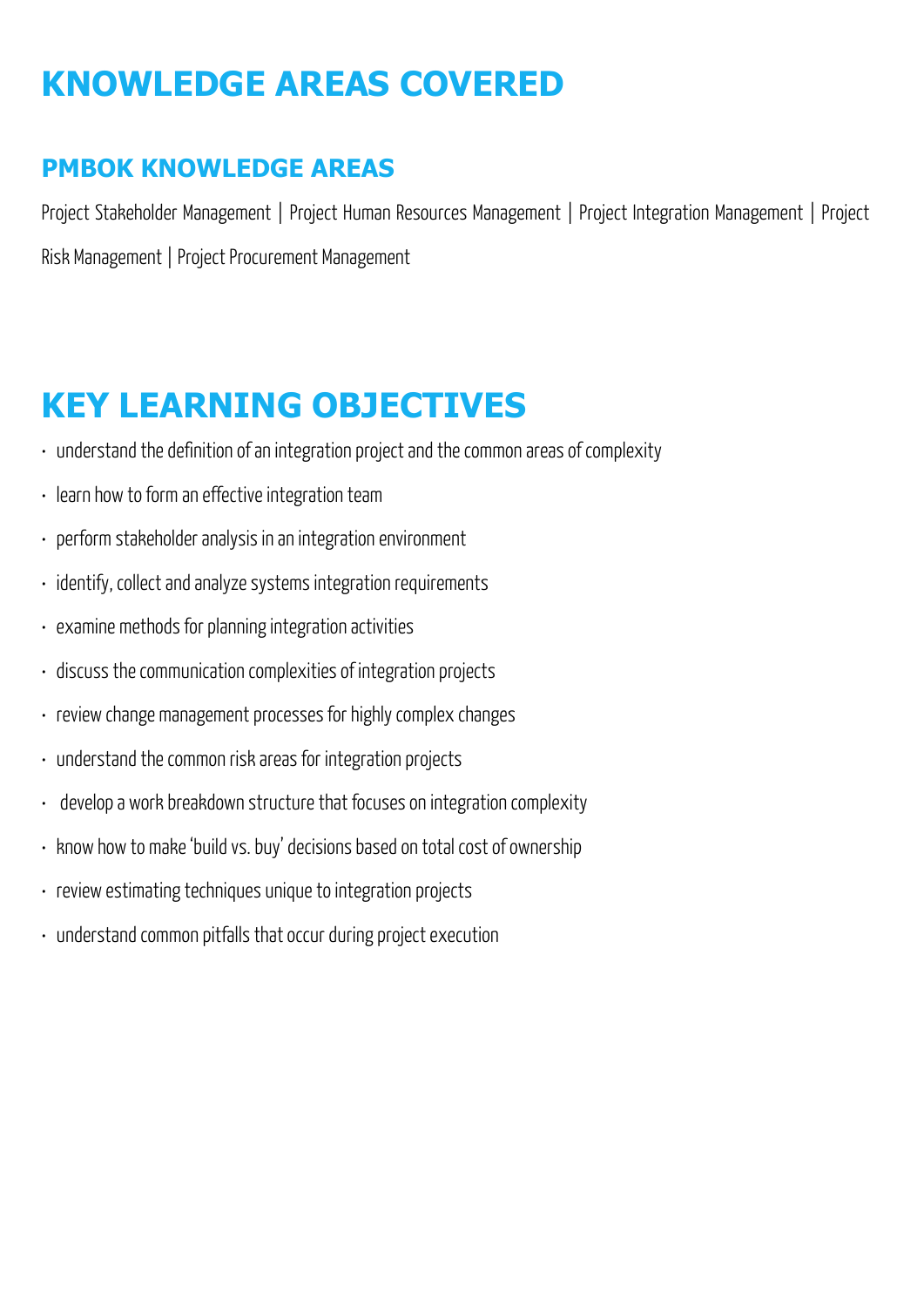# KNOWLEDGE AREAS COVERED

## PMBOK KNOWLEDGE AREAS

Project Stakeholder Management | Project Human Resources Management | Project Integration Management | Project Risk Management | Project Procurement Management

# KEY LEARNING OBJECTIVES

- understand the definition of an integration project and the common areas of complexity
- learn how to form an effective integration team
- perform stakeholder analysis in an integration environment
- identify, collect and analyze systems integration requirements
- examine methods for planning integration activities
- discuss the communication complexities of integration projects
- review change management processes for highly complex changes
- understand the common risk areas for integration projects
- develop a work breakdown structure that focuses on integration complexity
- know how to make 'build vs. buy' decisions based on total cost of ownership
- review estimating techniques unique to integration projects
- understand common pitfalls that occur during project execution